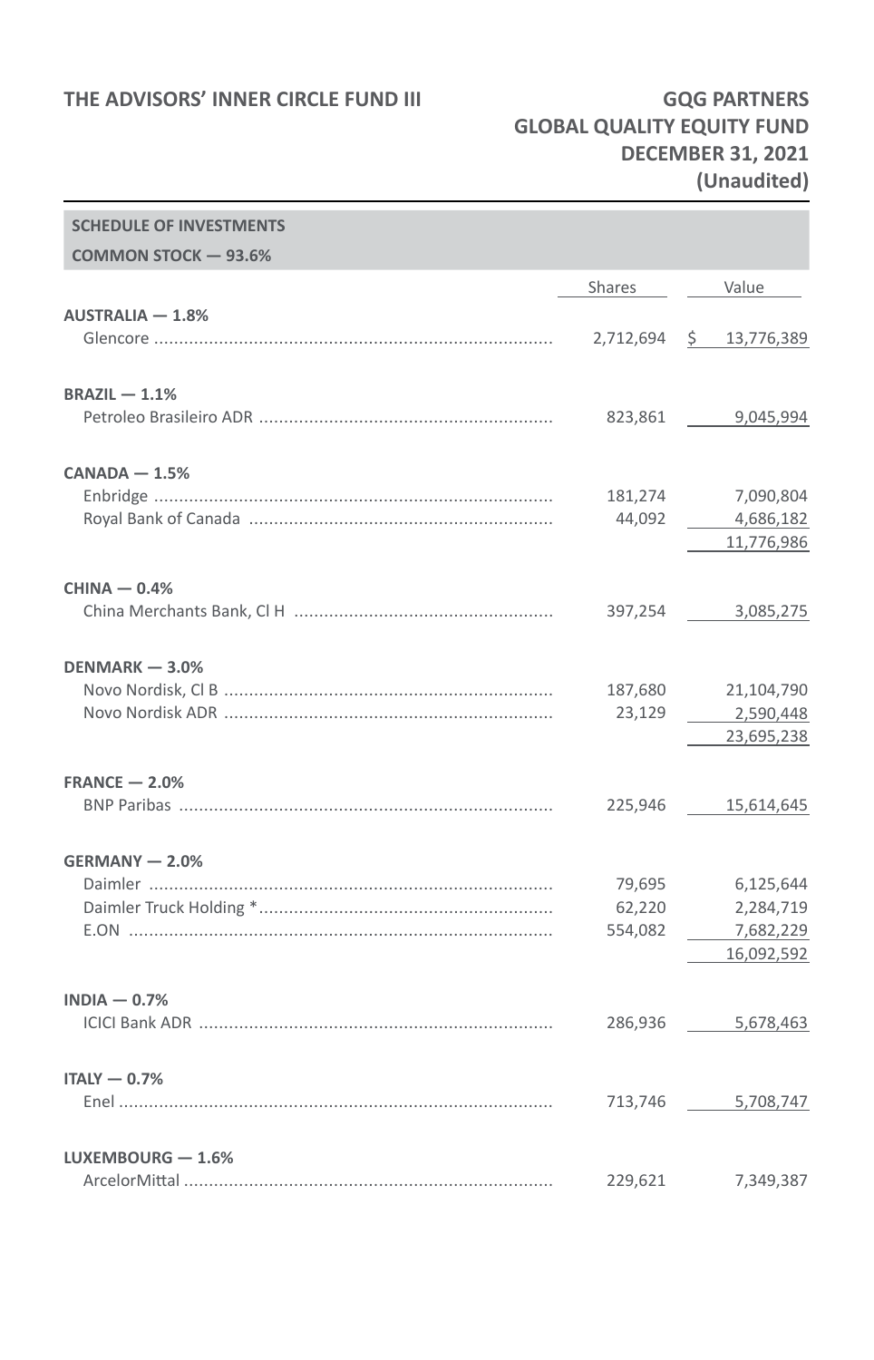THE ADVISORS' INNER CIRCLE FUND III

**GQG PARTNERS GLOBAL QUALITY EQUITY FUND**
**DECEMBER 31, 2021**
**(Unaudited)**

## SCHEDULE OF INVESTMENTS

### COMMON STOCK — 93.6%

| | Shares | Value |
|---|---|---|
| **AUSTRALIA — 1.8%** | | |
| Glencore | 2,712,694 | $ 13,776,389 |
| **BRAZIL — 1.1%** | | |
| Petroleo Brasileiro ADR | 823,861 | 9,045,994 |
| **CANADA — 1.5%** | | |
| Enbridge | 181,274 | 7,090,804 |
| Royal Bank of Canada | 44,092 | 4,686,182 |
| | | 11,776,986 |
| **CHINA — 0.4%** | | |
| China Merchants Bank, Cl H | 397,254 | 3,085,275 |
| **DENMARK — 3.0%** | | |
| Novo Nordisk, Cl B | 187,680 | 21,104,790 |
| Novo Nordisk ADR | 23,129 | 2,590,448 |
| | | 23,695,238 |
| **FRANCE — 2.0%** | | |
| BNP Paribas | 225,946 | 15,614,645 |
| **GERMANY — 2.0%** | | |
| Daimler | 79,695 | 6,125,644 |
| Daimler Truck Holding * | 62,220 | 2,284,719 |
| E.ON | 554,082 | 7,682,229 |
| | | 16,092,592 |
| **INDIA — 0.7%** | | |
| ICICI Bank ADR | 286,936 | 5,678,463 |
| **ITALY — 0.7%** | | |
| Enel | 713,746 | 5,708,747 |
| **LUXEMBOURG — 1.6%** | | |
| ArcelorMittal | 229,621 | 7,349,387 |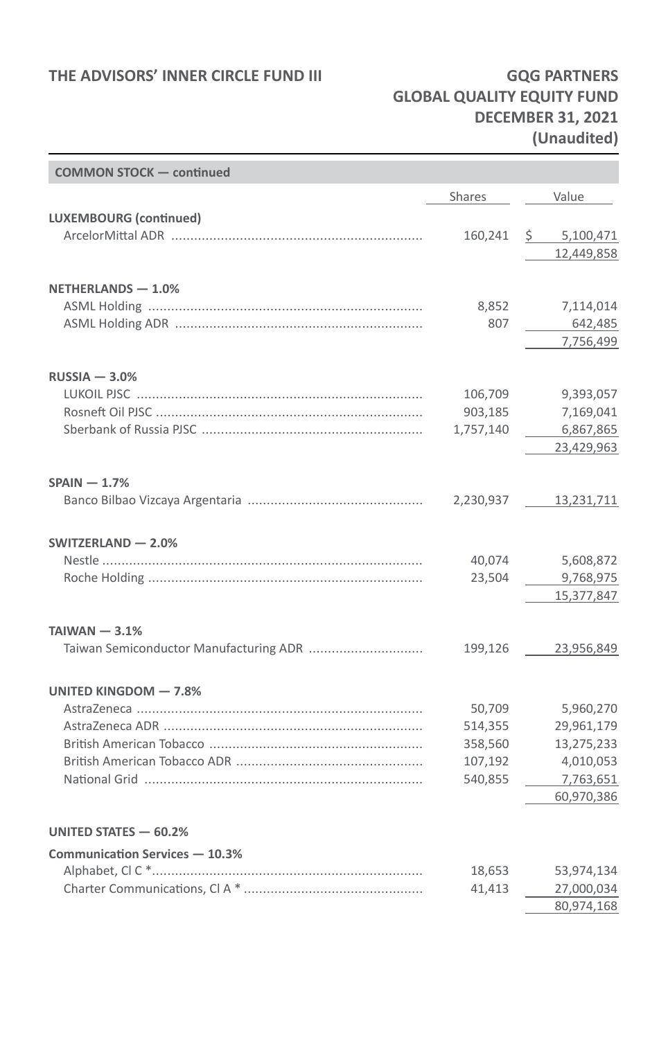**COMMON STOCK — continued**

| | Shares | Value |
|---|---|---|
| **LUXEMBOURG (continued)** | | |
| ArcelorMittal ADR | 160,241 | $ 5,100,471 |
| | | 12,449,858 |
| **NETHERLANDS — 1.0%** | | |
| ASML Holding | 8,852 | 7,114,014 |
| ASML Holding ADR | 807 | 642,485 |
| | | 7,756,499 |
| **RUSSIA — 3.0%** | | |
| LUKOIL PJSC | 106,709 | 9,393,057 |
| Rosneft Oil PJSC | 903,185 | 7,169,041 |
| Sberbank of Russia PJSC | 1,757,140 | 6,867,865 |
| | | 23,429,963 |
| **SPAIN — 1.7%** | | |
| Banco Bilbao Vizcaya Argentaria | 2,230,937 | 13,231,711 |
| **SWITZERLAND — 2.0%** | | |
| Nestle | 40,074 | 5,608,872 |
| Roche Holding | 23,504 | 9,768,975 |
| | | 15,377,847 |
| **TAIWAN — 3.1%** | | |
| Taiwan Semiconductor Manufacturing ADR | 199,126 | 23,956,849 |
| **UNITED KINGDOM — 7.8%** | | |
| AstraZeneca | 50,709 | 5,960,270 |
| AstraZeneca ADR | 514,355 | 29,961,179 |
| British American Tobacco | 358,560 | 13,275,233 |
| British American Tobacco ADR | 107,192 | 4,010,053 |
| National Grid | 540,855 | 7,763,651 |
| | | 60,970,386 |
| **UNITED STATES — 60.2%** | | |
| **Communication Services — 10.3%** | | |
| Alphabet, Cl C * | 18,653 | 53,974,134 |
| Charter Communications, Cl A * | 41,413 | 27,000,034 |
| | | 80,974,168 |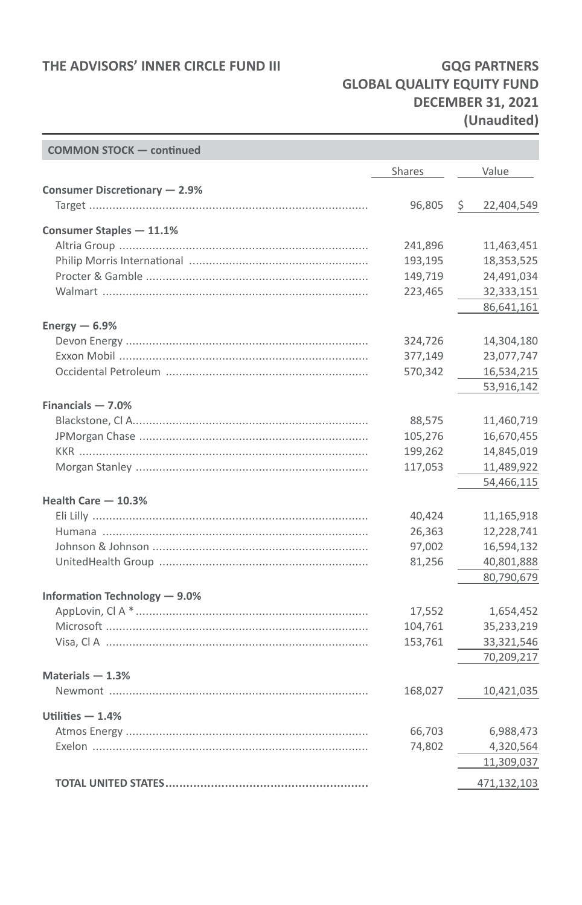| COMMON STOCK — continued | | |
|---|---|---|
| | Shares | Value |
| **Consumer Discretionary — 2.9%** | | |
| Target | 96,805 | $ 22,404,549 |
| **Consumer Staples — 11.1%** | | |
| Altria Group | 241,896 | 11,463,451 |
| Philip Morris International | 193,195 | 18,353,525 |
| Procter & Gamble | 149,719 | 24,491,034 |
| Walmart | 223,465 | 32,333,151 |
| | | 86,641,161 |
| **Energy — 6.9%** | | |
| Devon Energy | 324,726 | 14,304,180 |
| Exxon Mobil | 377,149 | 23,077,747 |
| Occidental Petroleum | 570,342 | 16,534,215 |
| | | 53,916,142 |
| **Financials — 7.0%** | | |
| Blackstone, Cl A | 88,575 | 11,460,719 |
| JPMorgan Chase | 105,276 | 16,670,455 |
| KKR | 199,262 | 14,845,019 |
| Morgan Stanley | 117,053 | 11,489,922 |
| | | 54,466,115 |
| **Health Care — 10.3%** | | |
| Eli Lilly | 40,424 | 11,165,918 |
| Humana | 26,363 | 12,228,741 |
| Johnson & Johnson | 97,002 | 16,594,132 |
| UnitedHealth Group | 81,256 | 40,801,888 |
| | | 80,790,679 |
| **Information Technology — 9.0%** | | |
| AppLovin, Cl A * | 17,552 | 1,654,452 |
| Microsoft | 104,761 | 35,233,219 |
| Visa, Cl A | 153,761 | 33,321,546 |
| | | 70,209,217 |
| **Materials — 1.3%** | | |
| Newmont | 168,027 | 10,421,035 |
| **Utilities — 1.4%** | | |
| Atmos Energy | 66,703 | 6,988,473 |
| Exelon | 74,802 | 4,320,564 |
| | | 11,309,037 |
| **TOTAL UNITED STATES** | | 471,132,103 |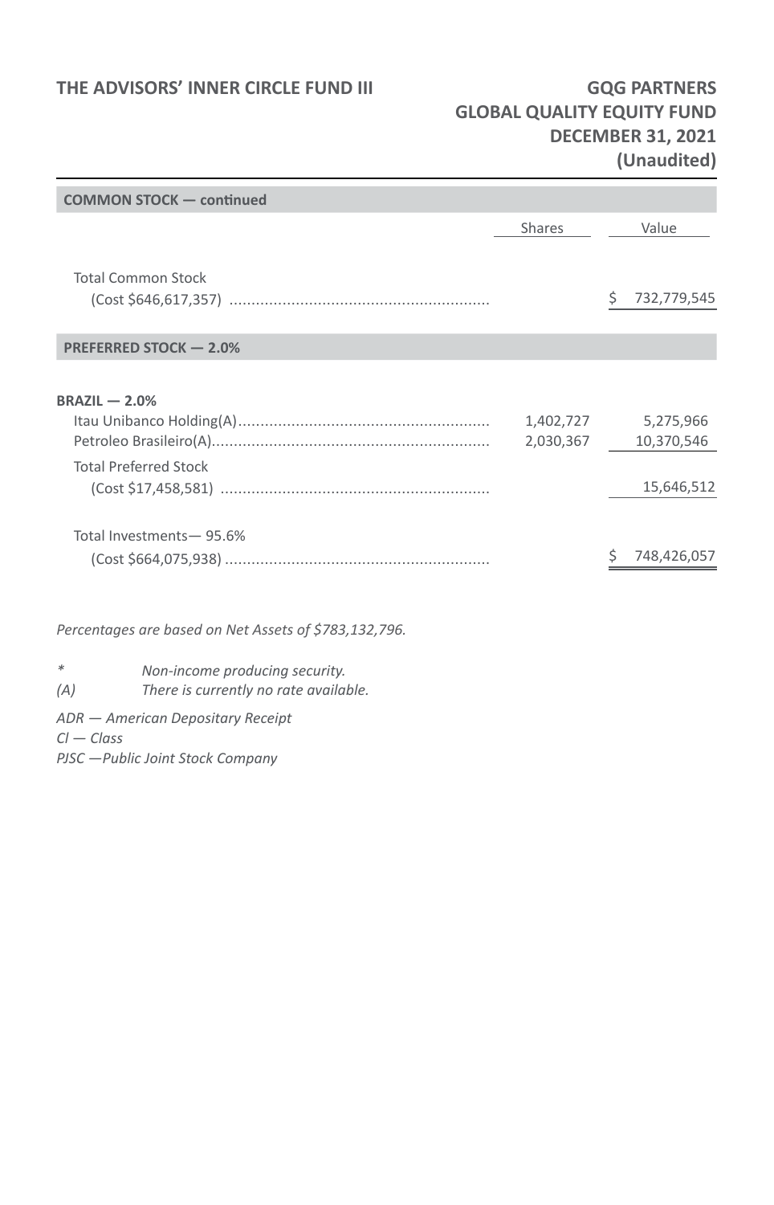| COMMON STOCK — continued | | |
|---|---|---|
| | Shares | Value |
| Total Common Stock<br>(Cost $646,617,357) | | $ 732,779,545 |
| **PREFERRED STOCK — 2.0%** | | |
| **BRAZIL — 2.0%** | | |
| Itau Unibanco Holding(A) | 1,402,727 | 5,275,966 |
| Petroleo Brasileiro(A) | 2,030,367 | 10,370,546 |
| Total Preferred Stock<br>(Cost $17,458,581) | | 15,646,512 |
| Total Investments— 95.6%<br>(Cost $664,075,938) | | $ 748,426,057 |

*Percentages are based on Net Assets of $783,132,796.*

*\* Non-income producing security.*
*(A) There is currently no rate available.*

*ADR — American Depositary Receipt*
*Cl — Class*
*PJSC —Public Joint Stock Company*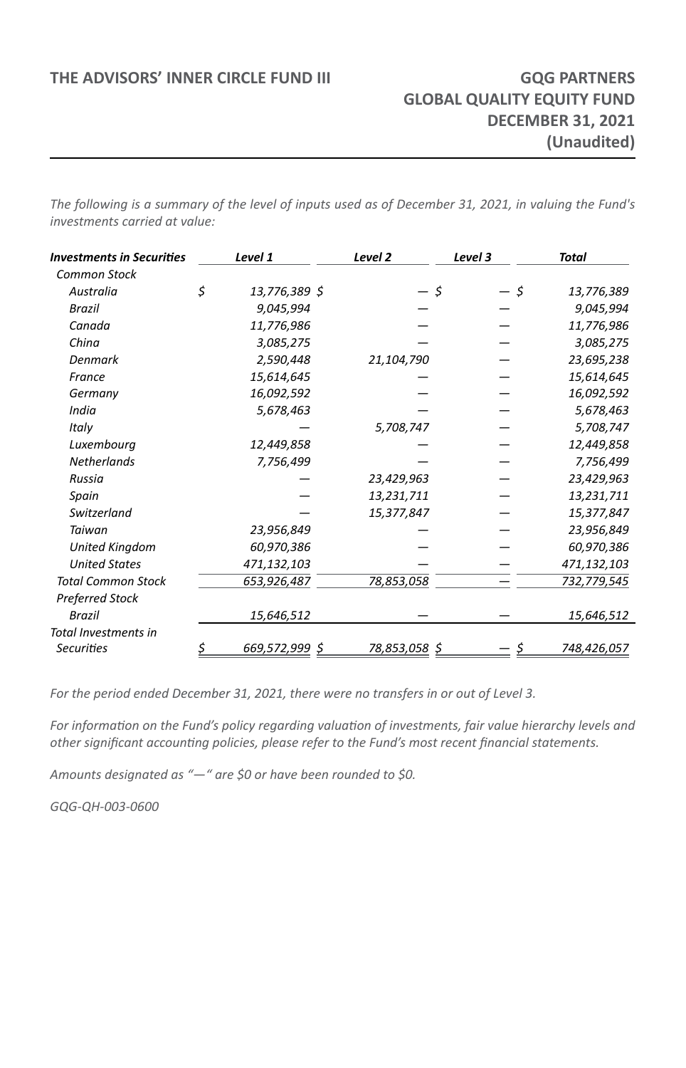The following is a summary of the level of inputs used as of December 31, 2021, in valuing the Fund's investments carried at value:

| Investments in Securities | Level 1 | Level 2 | Level 3 | Total |
|---|---|---|---|---|
| Common Stock | | | | |
| Australia | $ 13,776,389 | $ — | $ — | $ 13,776,389 |
| Brazil | 9,045,994 | — | — | 9,045,994 |
| Canada | 11,776,986 | — | — | 11,776,986 |
| China | 3,085,275 | — | — | 3,085,275 |
| Denmark | 2,590,448 | 21,104,790 | — | 23,695,238 |
| France | 15,614,645 | — | — | 15,614,645 |
| Germany | 16,092,592 | — | — | 16,092,592 |
| India | 5,678,463 | — | — | 5,678,463 |
| Italy | — | 5,708,747 | — | 5,708,747 |
| Luxembourg | 12,449,858 | — | — | 12,449,858 |
| Netherlands | 7,756,499 | — | — | 7,756,499 |
| Russia | — | 23,429,963 | — | 23,429,963 |
| Spain | — | 13,231,711 | — | 13,231,711 |
| Switzerland | — | 15,377,847 | — | 15,377,847 |
| Taiwan | 23,956,849 | — | — | 23,956,849 |
| United Kingdom | 60,970,386 | — | — | 60,970,386 |
| United States | 471,132,103 | — | — | 471,132,103 |
| Total Common Stock | 653,926,487 | 78,853,058 | — | 732,779,545 |
| Preferred Stock | | | | |
| Brazil | 15,646,512 | — | — | 15,646,512 |
| Total Investments in Securities | $ 669,572,999 | $ 78,853,058 | $ — | $ 748,426,057 |

For the period ended December 31, 2021, there were no transfers in or out of Level 3.

For information on the Fund's policy regarding valuation of investments, fair value hierarchy levels and other significant accounting policies, please refer to the Fund's most recent financial statements.

Amounts designated as "—" are $0 or have been rounded to $0.

GQG-QH-003-0600